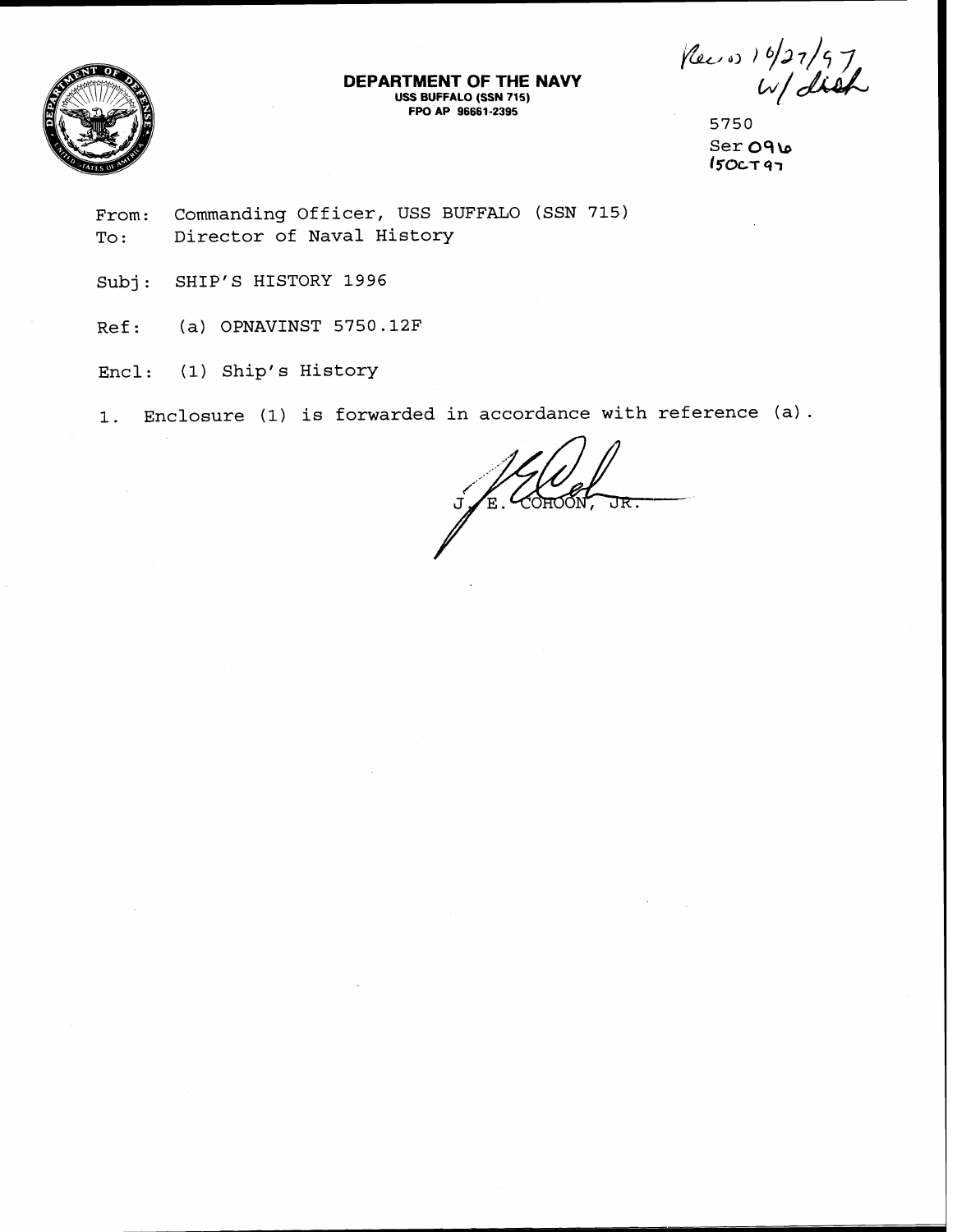Rec'd 10/27/97
w/ dist

**DEPARTMENT OF THE NAVY**
**USS BUFFALO (SSN 715)**
**FPO AP 96661-2395**

5750
Ser 096
15OCT97

From: Commanding Officer, USS BUFFALO (SSN 715)
To: Director of Naval History

Subj: SHIP'S HISTORY 1996

Ref: (a) OPNAVINST 5750.12F

Encl: (1) Ship's History

1. Enclosure (1) is forwarded in accordance with reference (a).

J. E. COHOON, JR.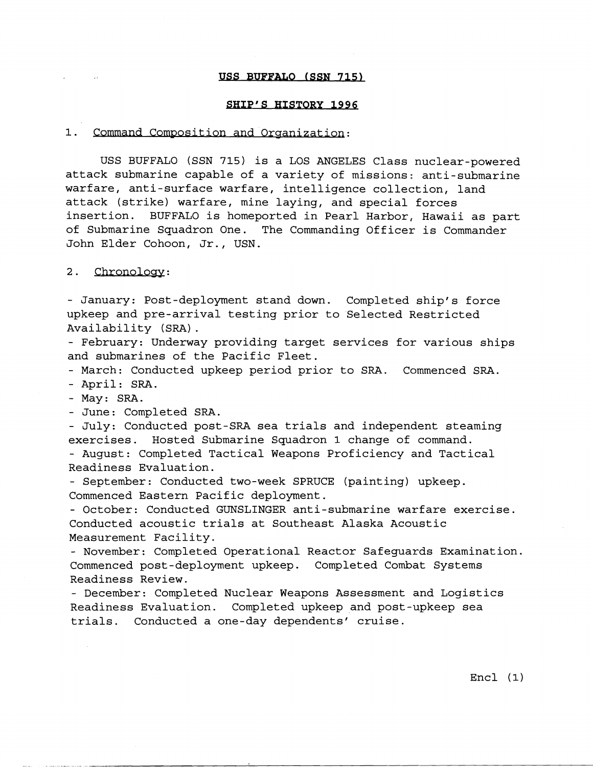# USS BUFFALO (SSN 715)

## SHIP'S HISTORY 1996

1. Command Composition and Organization:

USS BUFFALO (SSN 715) is a LOS ANGELES Class nuclear-powered attack submarine capable of a variety of missions: anti-submarine warfare, anti-surface warfare, intelligence collection, land attack (strike) warfare, mine laying, and special forces insertion. BUFFALO is homeported in Pearl Harbor, Hawaii as part of Submarine Squadron One. The Commanding Officer is Commander John Elder Cohoon, Jr., USN.

2. Chronology:

- January: Post-deployment stand down. Completed ship's force upkeep and pre-arrival testing prior to Selected Restricted Availability (SRA).
- February: Underway providing target services for various ships and submarines of the Pacific Fleet.
- March: Conducted upkeep period prior to SRA. Commenced SRA.
- April: SRA.
- May: SRA.
- June: Completed SRA.
- July: Conducted post-SRA sea trials and independent steaming exercises. Hosted Submarine Squadron 1 change of command.
- August: Completed Tactical Weapons Proficiency and Tactical Readiness Evaluation.
- September: Conducted two-week SPRUCE (painting) upkeep. Commenced Eastern Pacific deployment.
- October: Conducted GUNSLINGER anti-submarine warfare exercise. Conducted acoustic trials at Southeast Alaska Acoustic Measurement Facility.
- November: Completed Operational Reactor Safeguards Examination. Commenced post-deployment upkeep. Completed Combat Systems Readiness Review.
- December: Completed Nuclear Weapons Assessment and Logistics Readiness Evaluation. Completed upkeep and post-upkeep sea trials. Conducted a one-day dependents' cruise.

Encl (1)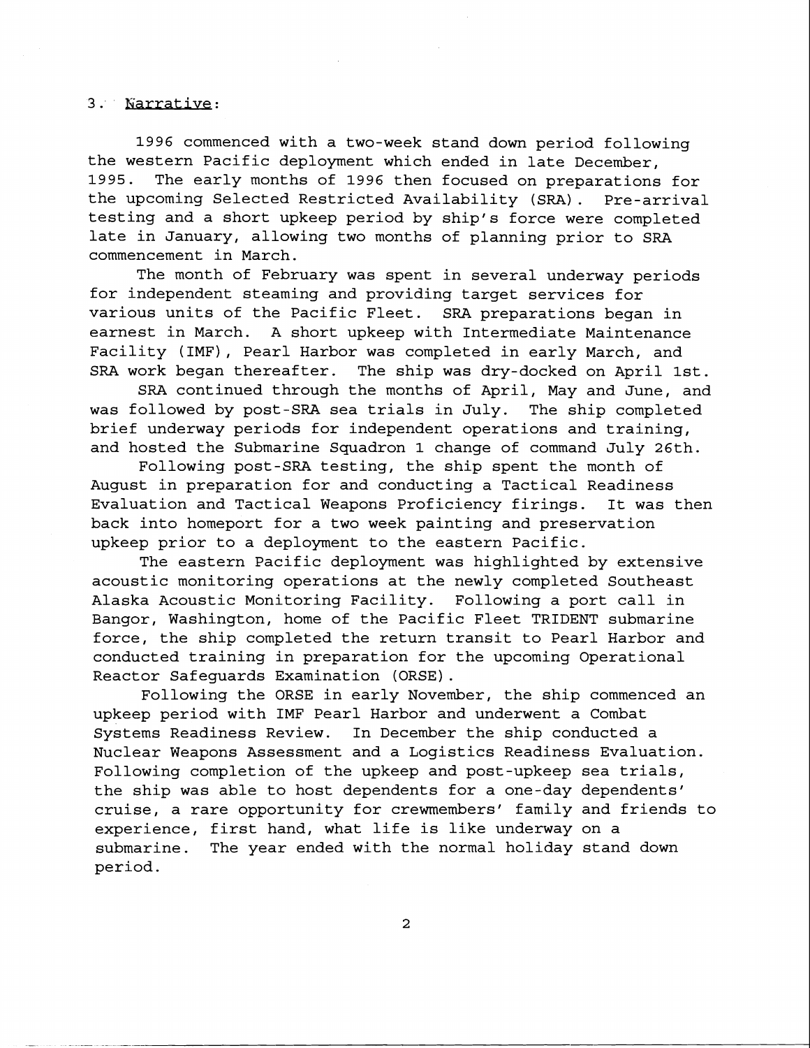3. Narrative:

1996 commenced with a two-week stand down period following the western Pacific deployment which ended in late December, 1995. The early months of 1996 then focused on preparations for the upcoming Selected Restricted Availability (SRA). Pre-arrival testing and a short upkeep period by ship's force were completed late in January, allowing two months of planning prior to SRA commencement in March.

The month of February was spent in several underway periods for independent steaming and providing target services for various units of the Pacific Fleet. SRA preparations began in earnest in March. A short upkeep with Intermediate Maintenance Facility (IMF), Pearl Harbor was completed in early March, and SRA work began thereafter. The ship was dry-docked on April 1st.

SRA continued through the months of April, May and June, and was followed by post-SRA sea trials in July. The ship completed brief underway periods for independent operations and training, and hosted the Submarine Squadron 1 change of command July 26th.

Following post-SRA testing, the ship spent the month of August in preparation for and conducting a Tactical Readiness Evaluation and Tactical Weapons Proficiency firings. It was then back into homeport for a two week painting and preservation upkeep prior to a deployment to the eastern Pacific.

The eastern Pacific deployment was highlighted by extensive acoustic monitoring operations at the newly completed Southeast Alaska Acoustic Monitoring Facility. Following a port call in Bangor, Washington, home of the Pacific Fleet TRIDENT submarine force, the ship completed the return transit to Pearl Harbor and conducted training in preparation for the upcoming Operational Reactor Safeguards Examination (ORSE).

Following the ORSE in early November, the ship commenced an upkeep period with IMF Pearl Harbor and underwent a Combat Systems Readiness Review. In December the ship conducted a Nuclear Weapons Assessment and a Logistics Readiness Evaluation. Following completion of the upkeep and post-upkeep sea trials, the ship was able to host dependents for a one-day dependents' cruise, a rare opportunity for crewmembers' family and friends to experience, first hand, what life is like underway on a submarine. The year ended with the normal holiday stand down period.